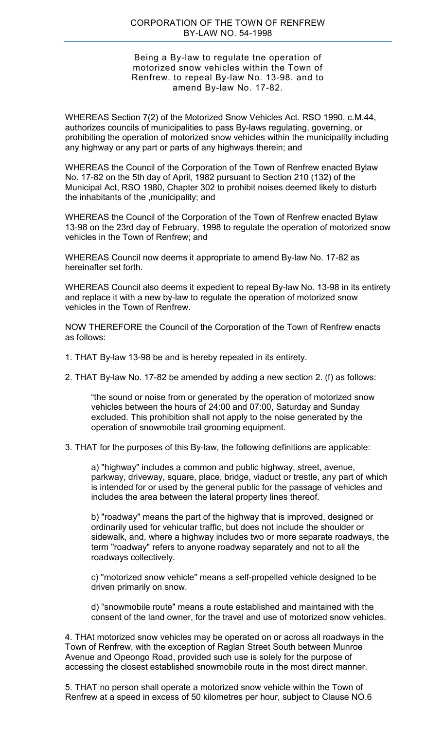# CORPORATION OF THE TOWN OF RENFREW
## BY-LAW NO. 54-1998

Being a By-law to regulate tne operation of motorized snow vehicles within the Town of Renfrew. to repeal By-law No. 13-98. and to amend By-law No. 17-82.

WHEREAS Section 7(2) of the Motorized Snow Vehicles Act. RSO 1990, c.M.44, authorizes councils of municipalities to pass By-laws regulating, governing, or prohibiting the operation of motorized snow vehicles within the municipality including any highway or any part or parts of any highways therein; and

WHEREAS the Council of the Corporation of the Town of Renfrew enacted Bylaw No. 17-82 on the 5th day of April, 1982 pursuant to Section 210 (132) of the Municipal Act, RSO 1980, Chapter 302 to prohibit noises deemed likely to disturb the inhabitants of the ,municipality; and

WHEREAS the Council of the Corporation of the Town of Renfrew enacted Bylaw 13-98 on the 23rd day of February, 1998 to regulate the operation of motorized snow vehicles in the Town of Renfrew; and

WHEREAS Council now deems it appropriate to amend By-law No. 17-82 as hereinafter set forth.

WHEREAS Council also deems it expedient to repeal By-law No. 13-98 in its entirety and replace it with a new by-law to regulate the operation of motorized snow vehicles in the Town of Renfrew.

NOW THEREFORE the Council of the Corporation of the Town of Renfrew enacts as follows:

1. THAT By-law 13-98 be and is hereby repealed in its entirety.

2. THAT By-law No. 17-82 be amended by adding a new section 2. (f) as follows:

   "the sound or noise from or generated by the operation of motorized snow vehicles between the hours of 24:00 and 07:00, Saturday and Sunday excluded. This prohibition shall not apply to the noise generated by the operation of snowmobile trail grooming equipment.

3. THAT for the purposes of this By-law, the following definitions are applicable:

   a) "highway" includes a common and public highway, street, avenue, parkway, driveway, square, place, bridge, viaduct or trestle, any part of which is intended for or used by the general public for the passage of vehicles and includes the area between the lateral property lines thereof.

   b) "roadway" means the part of the highway that is improved, designed or ordinarily used for vehicular traffic, but does not include the shoulder or sidewalk, and, where a highway includes two or more separate roadways, the term "roadway" refers to anyone roadway separately and not to all the roadways collectively.

   c) "motorized snow vehicle" means a self-propelled vehicle designed to be driven primarily on snow.

   d) "snowmobile route" means a route established and maintained with the consent of the land owner, for the travel and use of motorized snow vehicles.

4. THAt motorized snow vehicles may be operated on or across all roadways in the Town of Renfrew, with the exception of Raglan Street South between Munroe Avenue and Opeongo Road, provided such use is solely for the purpose of accessing the closest established snowmobile route in the most direct manner.

5. THAT no person shall operate a motorized snow vehicle within the Town of Renfrew at a speed in excess of 50 kilometres per hour, subject to Clause NO.6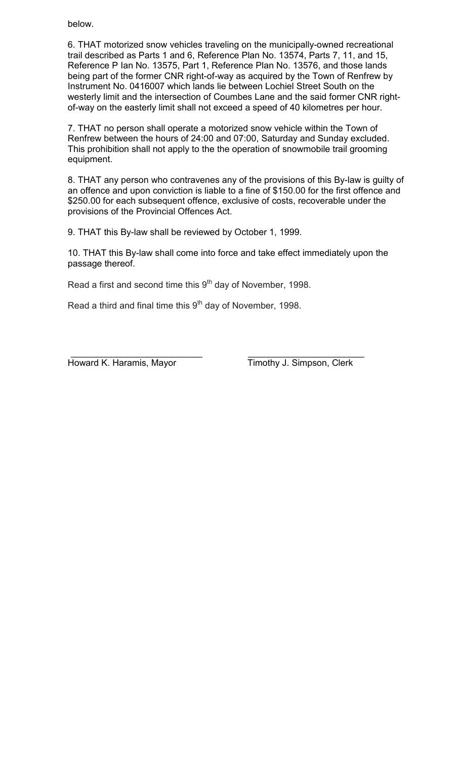below.

6. THAT motorized snow vehicles traveling on the municipally-owned recreational trail described as Parts 1 and 6, Reference Plan No. 13574, Parts 7, 11, and 15, Reference P lan No. 13575, Part 1, Reference Plan No. 13576, and those lands being part of the former CNR right-of-way as acquired by the Town of Renfrew by Instrument No. 0416007 which lands lie between Lochiel Street South on the westerly limit and the intersection of Coumbes Lane and the said former CNR right-of-way on the easterly limit shall not exceed a speed of 40 kilometres per hour.

7. THAT no person shall operate a motorized snow vehicle within the Town of Renfrew between the hours of 24:00 and 07:00, Saturday and Sunday excluded. This prohibition shall not apply to the the operation of snowmobile trail grooming equipment.

8. THAT any person who contravenes any of the provisions of this By-law is guilty of an offence and upon conviction is liable to a fine of $150.00 for the first offence and $250.00 for each subsequent offence, exclusive of costs, recoverable under the provisions of the Provincial Offences Act.

9. THAT this By-law shall be reviewed by October 1, 1999.

10. THAT this By-law shall come into force and take effect immediately upon the passage thereof.

Read a first and second time this 9th day of November, 1998.

Read a third and final time this 9th day of November, 1998.

\_\_\_\_\_\_\_\_\_\_\_\_\_\_\_\_\_\_\_\_\_\_\_\_\_\_\_
Howard K. Haramis, Mayor

\_\_\_\_\_\_\_\_\_\_\_\_\_\_\_\_\_\_\_\_\_\_\_\_\_
Timothy J. Simpson, Clerk